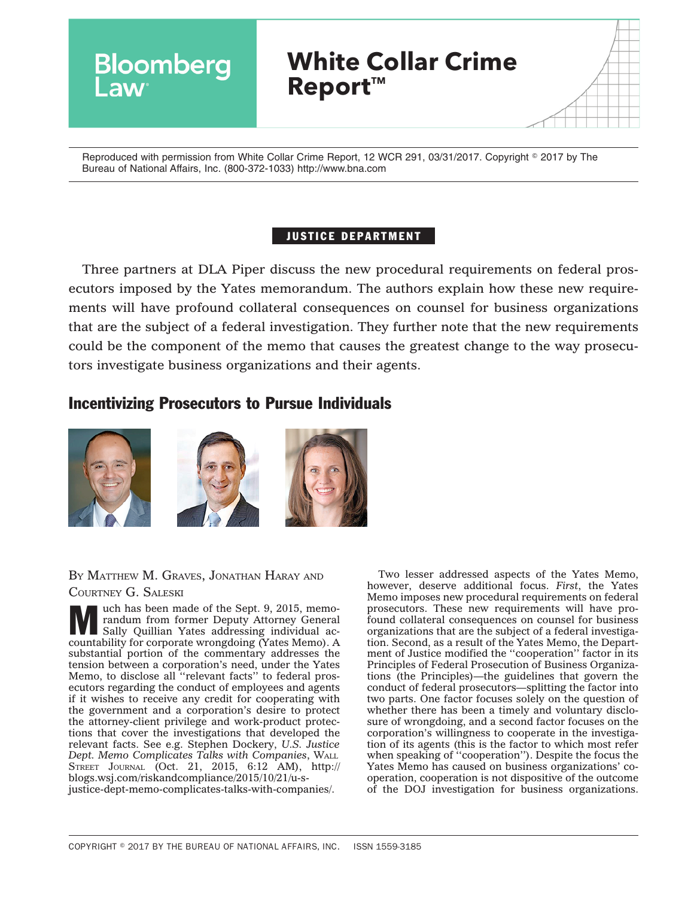# White Collar Crime Report™

Reproduced with permission from White Collar Crime Report, 12 WCR 291, 03/31/2017. Copyright © 2017 by The Bureau of National Affairs, Inc. (800-372-1033) http://www.bna.com

**JUSTICE DEPARTMENT**

Three partners at DLA Piper discuss the new procedural requirements on federal prosecutors imposed by the Yates memorandum. The authors explain how these new requirements will have profound collateral consequences on counsel for business organizations that are the subject of a federal investigation. They further note that the new requirements could be the component of the memo that causes the greatest change to the way prosecutors investigate business organizations and their agents.

## Incentivizing Prosecutors to Pursue Individuals

By Matthew M. Graves, Jonathan Haray and Courtney G. Saleski

Much has been made of the Sept. 9, 2015, memorandum from former Deputy Attorney General Sally Quillian Yates addressing individual accountability for corporate wrongdoing (Yates Memo). A substantial portion of the commentary addresses the tension between a corporation's need, under the Yates Memo, to disclose all "relevant facts" to federal prosecutors regarding the conduct of employees and agents if it wishes to receive any credit for cooperating with the government and a corporation's desire to protect the attorney-client privilege and work-product protections that cover the investigations that developed the relevant facts. See e.g. Stephen Dockery, *U.S. Justice Dept. Memo Complicates Talks with Companies*, Wall Street Journal (Oct. 21, 2015, 6:12 AM), http://blogs.wsj.com/riskandcompliance/2015/10/21/u-s-justice-dept-memo-complicates-talks-with-companies/.

Two lesser addressed aspects of the Yates Memo, however, deserve additional focus. *First*, the Yates Memo imposes new procedural requirements on federal prosecutors. These new requirements will have profound collateral consequences on counsel for business organizations that are the subject of a federal investigation. Second, as a result of the Yates Memo, the Department of Justice modified the "cooperation" factor in its Principles of Federal Prosecution of Business Organizations (the Principles)—the guidelines that govern the conduct of federal prosecutors—splitting the factor into two parts. One factor focuses solely on the question of whether there has been a timely and voluntary disclosure of wrongdoing, and a second factor focuses on the corporation's willingness to cooperate in the investigation of its agents (this is the factor to which most refer when speaking of "cooperation"). Despite the focus the Yates Memo has caused on business organizations' cooperation, cooperation is not dispositive of the outcome of the DOJ investigation for business organizations.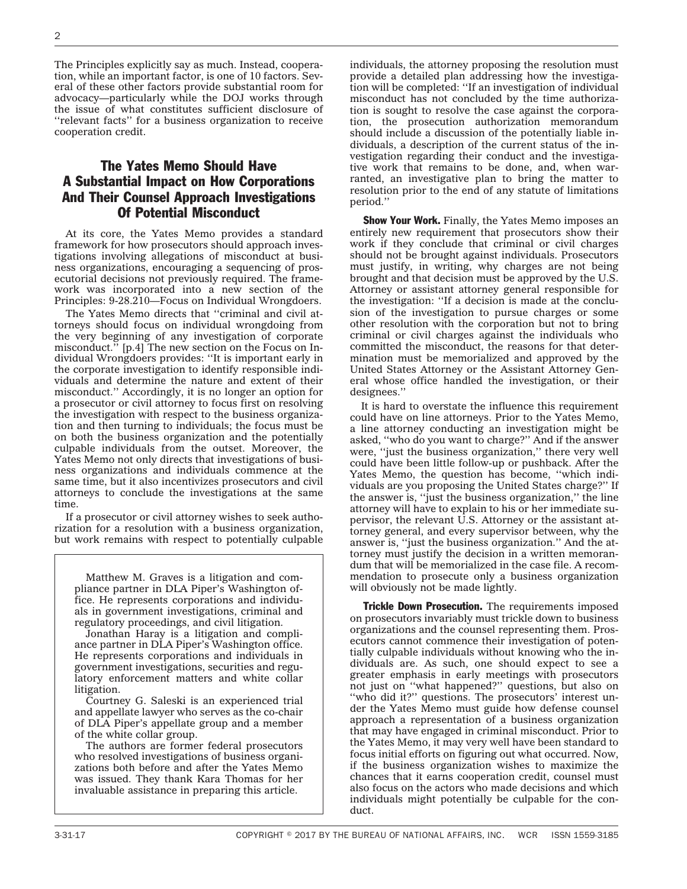The Principles explicitly say as much. Instead, cooperation, while an important factor, is one of 10 factors. Several of these other factors provide substantial room for advocacy—particularly while the DOJ works through the issue of what constitutes sufficient disclosure of ''relevant facts'' for a business organization to receive cooperation credit.

## The Yates Memo Should Have A Substantial Impact on How Corporations And Their Counsel Approach Investigations Of Potential Misconduct

At its core, the Yates Memo provides a standard framework for how prosecutors should approach investigations involving allegations of misconduct at business organizations, encouraging a sequencing of prosecutorial decisions not previously required. The framework was incorporated into a new section of the Principles: 9-28.210—Focus on Individual Wrongdoers.

The Yates Memo directs that ''criminal and civil attorneys should focus on individual wrongdoing from the very beginning of any investigation of corporate misconduct.'' [p.4] The new section on the Focus on Individual Wrongdoers provides: ''It is important early in the corporate investigation to identify responsible individuals and determine the nature and extent of their misconduct.'' Accordingly, it is no longer an option for a prosecutor or civil attorney to focus first on resolving the investigation with respect to the business organization and then turning to individuals; the focus must be on both the business organization and the potentially culpable individuals from the outset. Moreover, the Yates Memo not only directs that investigations of business organizations and individuals commence at the same time, but it also incentivizes prosecutors and civil attorneys to conclude the investigations at the same time.

If a prosecutor or civil attorney wishes to seek authorization for a resolution with a business organization, but work remains with respect to potentially culpable individuals, the attorney proposing the resolution must provide a detailed plan addressing how the investigation will be completed: ''If an investigation of individual misconduct has not concluded by the time authorization is sought to resolve the case against the corporation, the prosecution authorization memorandum should include a discussion of the potentially liable individuals, a description of the current status of the investigation regarding their conduct and the investigative work that remains to be done, and, when warranted, an investigative plan to bring the matter to resolution prior to the end of any statute of limitations period.''

**Show Your Work.** Finally, the Yates Memo imposes an entirely new requirement that prosecutors show their work if they conclude that criminal or civil charges should not be brought against individuals. Prosecutors must justify, in writing, why charges are not being brought and that decision must be approved by the U.S. Attorney or assistant attorney general responsible for the investigation: ''If a decision is made at the conclusion of the investigation to pursue charges or some other resolution with the corporation but not to bring criminal or civil charges against the individuals who committed the misconduct, the reasons for that determination must be memorialized and approved by the United States Attorney or the Assistant Attorney General whose office handled the investigation, or their designees.''

It is hard to overstate the influence this requirement could have on line attorneys. Prior to the Yates Memo, a line attorney conducting an investigation might be asked, ''who do you want to charge?'' And if the answer were, ''just the business organization,'' there very well could have been little follow-up or pushback. After the Yates Memo, the question has become, ''which individuals are you proposing the United States charge?'' If the answer is, ''just the business organization,'' the line attorney will have to explain to his or her immediate supervisor, the relevant U.S. Attorney or the assistant attorney general, and every supervisor between, why the answer is, ''just the business organization.'' And the attorney must justify the decision in a written memorandum that will be memorialized in the case file. A recommendation to prosecute only a business organization will obviously not be made lightly.

**Trickle Down Prosecution.** The requirements imposed on prosecutors invariably must trickle down to business organizations and the counsel representing them. Prosecutors cannot commence their investigation of potentially culpable individuals without knowing who the individuals are. As such, one should expect to see a greater emphasis in early meetings with prosecutors not just on ''what happened?'' questions, but also on ''who did it?'' questions. The prosecutors' interest under the Yates Memo must guide how defense counsel approach a representation of a business organization that may have engaged in criminal misconduct. Prior to the Yates Memo, it may very well have been standard to focus initial efforts on figuring out what occurred. Now, if the business organization wishes to maximize the chances that it earns cooperation credit, counsel must also focus on the actors who made decisions and which individuals might potentially be culpable for the conduct.

---

Matthew M. Graves is a litigation and compliance partner in DLA Piper's Washington office. He represents corporations and individuals in government investigations, criminal and regulatory proceedings, and civil litigation.

Jonathan Haray is a litigation and compliance partner in DLA Piper's Washington office. He represents corporations and individuals in government investigations, securities and regulatory enforcement matters and white collar litigation.

Courtney G. Saleski is an experienced trial and appellate lawyer who serves as the co-chair of DLA Piper's appellate group and a member of the white collar group.

The authors are former federal prosecutors who resolved investigations of business organizations both before and after the Yates Memo was issued. They thank Kara Thomas for her invaluable assistance in preparing this article.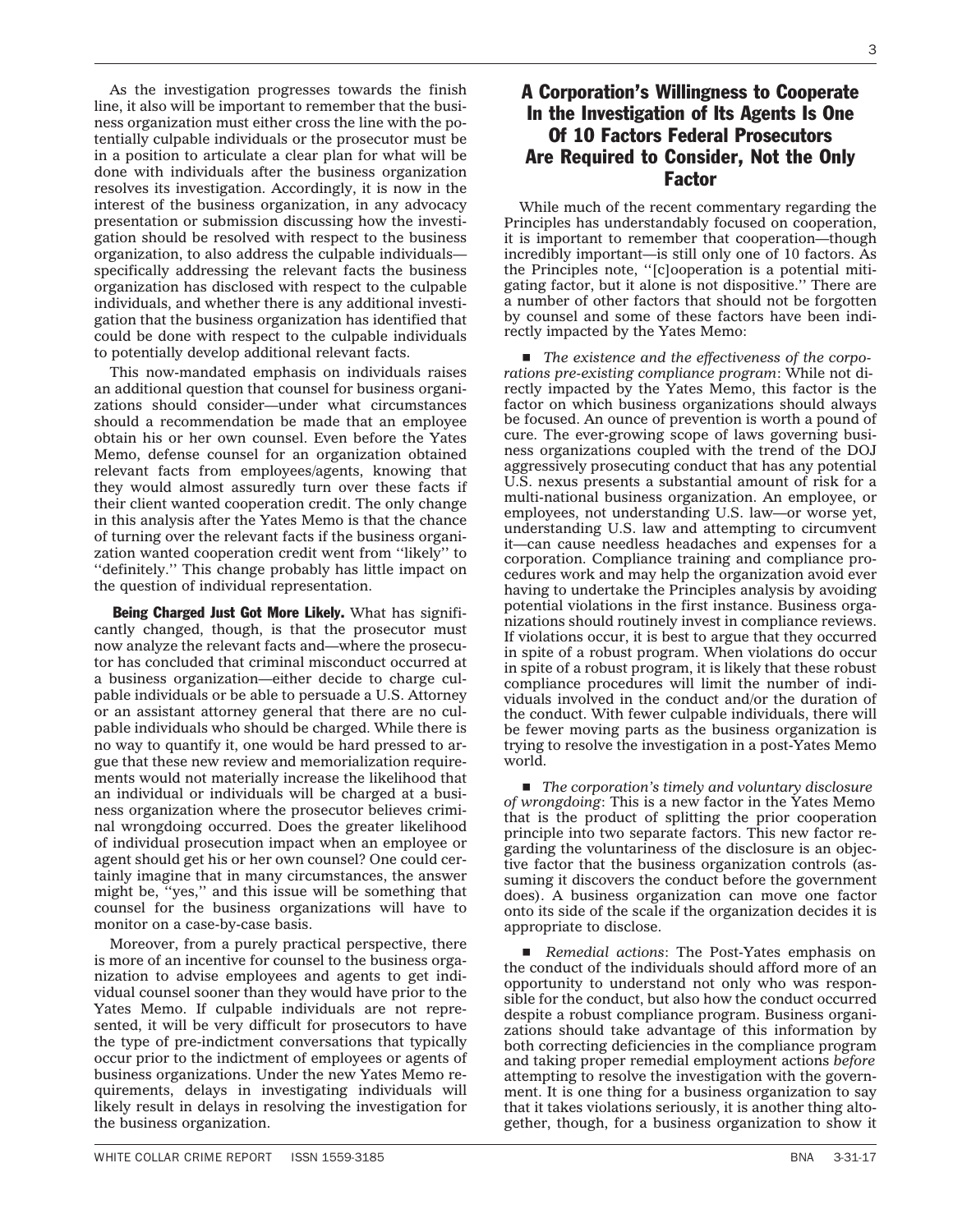As the investigation progresses towards the finish line, it also will be important to remember that the business organization must either cross the line with the potentially culpable individuals or the prosecutor must be in a position to articulate a clear plan for what will be done with individuals after the business organization resolves its investigation. Accordingly, it is now in the interest of the business organization, in any advocacy presentation or submission discussing how the investigation should be resolved with respect to the business organization, to also address the culpable individuals—specifically addressing the relevant facts the business organization has disclosed with respect to the culpable individuals, and whether there is any additional investigation that the business organization has identified that could be done with respect to the culpable individuals to potentially develop additional relevant facts.

This now-mandated emphasis on individuals raises an additional question that counsel for business organizations should consider—under what circumstances should a recommendation be made that an employee obtain his or her own counsel. Even before the Yates Memo, defense counsel for an organization obtained relevant facts from employees/agents, knowing that they would almost assuredly turn over these facts if their client wanted cooperation credit. The only change in this analysis after the Yates Memo is that the chance of turning over the relevant facts if the business organization wanted cooperation credit went from ''likely'' to ''definitely.'' This change probably has little impact on the question of individual representation.

**Being Charged Just Got More Likely.** What has significantly changed, though, is that the prosecutor must now analyze the relevant facts and—where the prosecutor has concluded that criminal misconduct occurred at a business organization—either decide to charge culpable individuals or be able to persuade a U.S. Attorney or an assistant attorney general that there are no culpable individuals who should be charged. While there is no way to quantify it, one would be hard pressed to argue that these new review and memorialization requirements would not materially increase the likelihood that an individual or individuals will be charged at a business organization where the prosecutor believes criminal wrongdoing occurred. Does the greater likelihood of individual prosecution impact when an employee or agent should get his or her own counsel? One could certainly imagine that in many circumstances, the answer might be, ''yes,'' and this issue will be something that counsel for the business organizations will have to monitor on a case-by-case basis.

Moreover, from a purely practical perspective, there is more of an incentive for counsel to the business organization to advise employees and agents to get individual counsel sooner than they would have prior to the Yates Memo. If culpable individuals are not represented, it will be very difficult for prosecutors to have the type of pre-indictment conversations that typically occur prior to the indictment of employees or agents of business organizations. Under the new Yates Memo requirements, delays in investigating individuals will likely result in delays in resolving the investigation for the business organization.

## A Corporation's Willingness to Cooperate In the Investigation of Its Agents Is One Of 10 Factors Federal Prosecutors Are Required to Consider, Not the Only Factor

While much of the recent commentary regarding the Principles has understandably focused on cooperation, it is important to remember that cooperation—though incredibly important—is still only one of 10 factors. As the Principles note, ''[c]ooperation is a potential mitigating factor, but it alone is not dispositive.'' There are a number of other factors that should not be forgotten by counsel and some of these factors have been indirectly impacted by the Yates Memo:

- *The existence and the effectiveness of the corporations pre-existing compliance program*: While not directly impacted by the Yates Memo, this factor is the factor on which business organizations should always be focused. An ounce of prevention is worth a pound of cure. The ever-growing scope of laws governing business organizations coupled with the trend of the DOJ aggressively prosecuting conduct that has any potential U.S. nexus presents a substantial amount of risk for a multi-national business organization. An employee, or employees, not understanding U.S. law—or worse yet, understanding U.S. law and attempting to circumvent it—can cause needless headaches and expenses for a corporation. Compliance training and compliance procedures work and may help the organization avoid ever having to undertake the Principles analysis by avoiding potential violations in the first instance. Business organizations should routinely invest in compliance reviews. If violations occur, it is best to argue that they occurred in spite of a robust program. When violations do occur in spite of a robust program, it is likely that these robust compliance procedures will limit the number of individuals involved in the conduct and/or the duration of the conduct. With fewer culpable individuals, there will be fewer moving parts as the business organization is trying to resolve the investigation in a post-Yates Memo world.

- *The corporation's timely and voluntary disclosure of wrongdoing*: This is a new factor in the Yates Memo that is the product of splitting the prior cooperation principle into two separate factors. This new factor regarding the voluntariness of the disclosure is an objective factor that the business organization controls (assuming it discovers the conduct before the government does). A business organization can move one factor onto its side of the scale if the organization decides it is appropriate to disclose.

- *Remedial actions*: The Post-Yates emphasis on the conduct of the individuals should afford more of an opportunity to understand not only who was responsible for the conduct, but also how the conduct occurred despite a robust compliance program. Business organizations should take advantage of this information by both correcting deficiencies in the compliance program and taking proper remedial employment actions *before* attempting to resolve the investigation with the government. It is one thing for a business organization to say that it takes violations seriously, it is another thing altogether, though, for a business organization to show it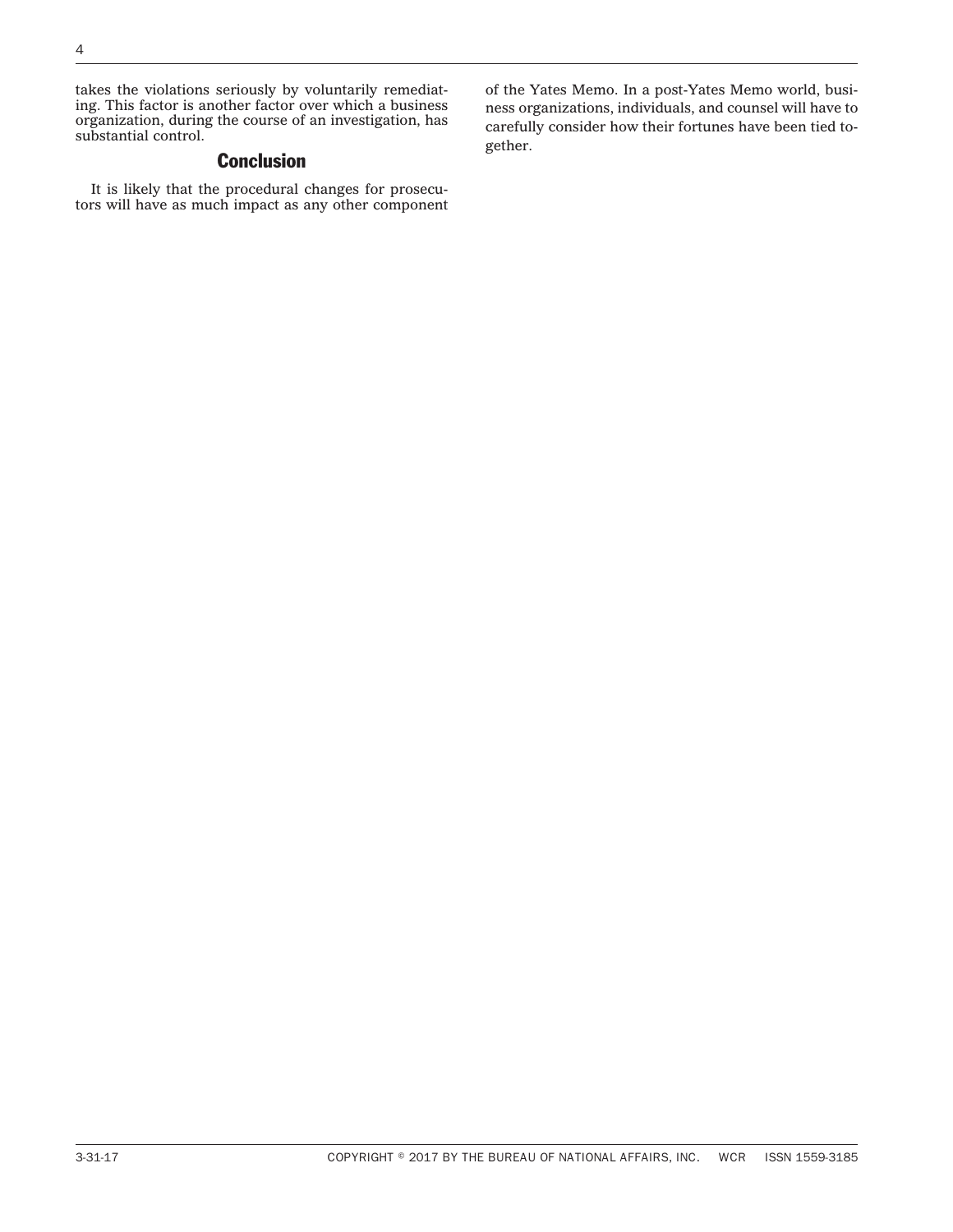takes the violations seriously by voluntarily remediating. This factor is another factor over which a business organization, during the course of an investigation, has substantial control.

## Conclusion

It is likely that the procedural changes for prosecutors will have as much impact as any other component of the Yates Memo. In a post-Yates Memo world, business organizations, individuals, and counsel will have to carefully consider how their fortunes have been tied together.